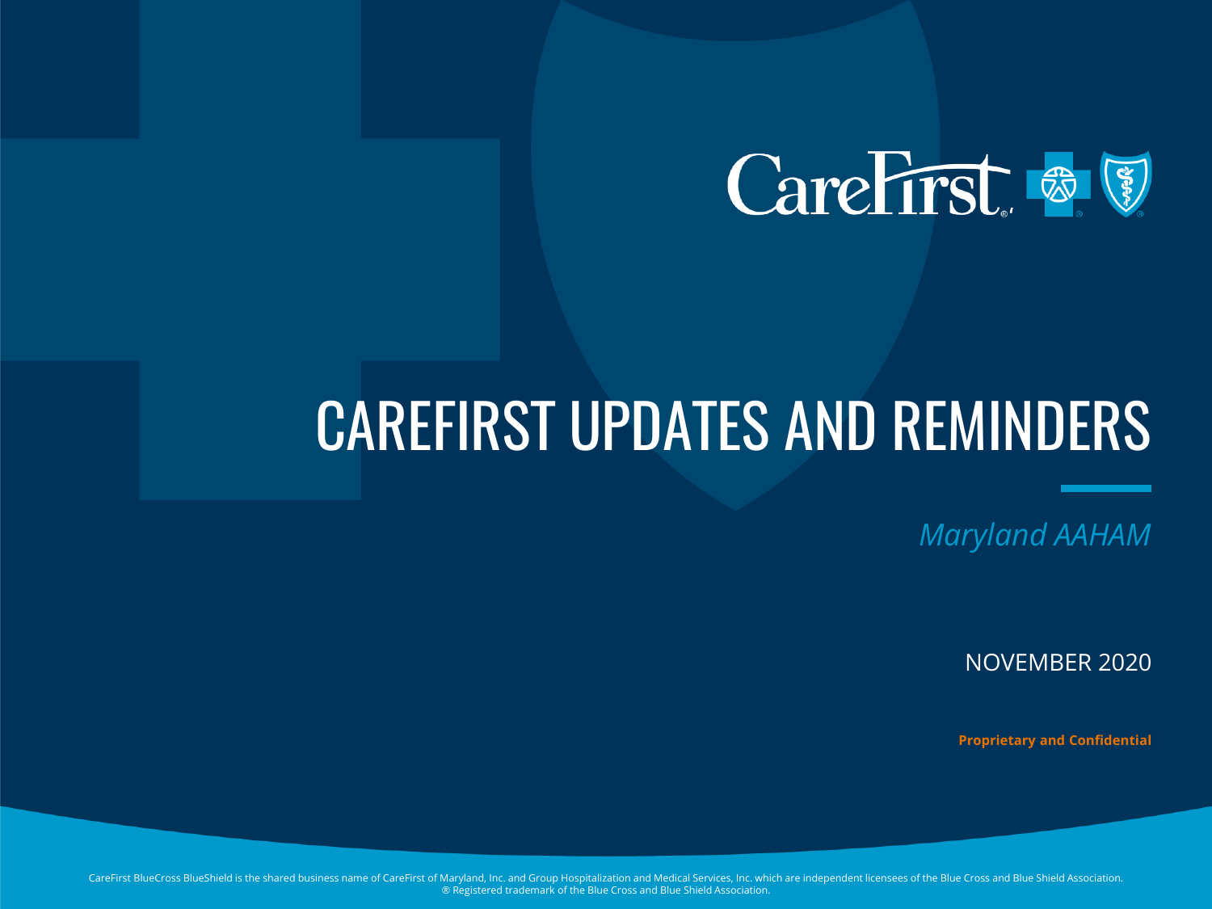# CAREFIRST UPDATES AND REMINDERS

*Maryland AAHAM*

NOVEMBER 2020

**Proprietary and Confidential**

CareFirst BlueCross BlueShield is the shared business name of CareFirst of Maryland, Inc. and Group Hospitalization and Medical Services, Inc. which are independent licensees of the Blue Cross and Blue Shield Association.
® Registered trademark of the Blue Cross and Blue Shield Association.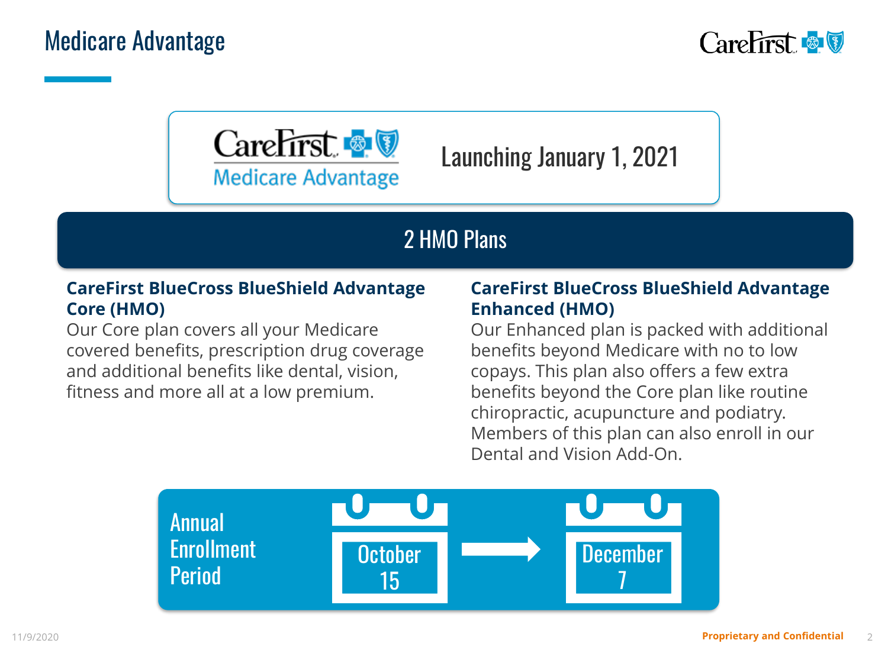# Medicare Advantage

CareFirst Medicare Advantage

Launching January 1, 2021

## 2 HMO Plans

**CareFirst BlueCross BlueShield Advantage Core (HMO)**
Our Core plan covers all your Medicare covered benefits, prescription drug coverage and additional benefits like dental, vision, fitness and more all at a low premium.

**CareFirst BlueCross BlueShield Advantage Enhanced (HMO)**
Our Enhanced plan is packed with additional benefits beyond Medicare with no to low copays. This plan also offers a few extra benefits beyond the Core plan like routine chiropractic, acupuncture and podiatry. Members of this plan can also enroll in our Dental and Vision Add-On.

**Annual Enrollment Period**

October 15 → December 7

11/9/2020

Proprietary and Confidential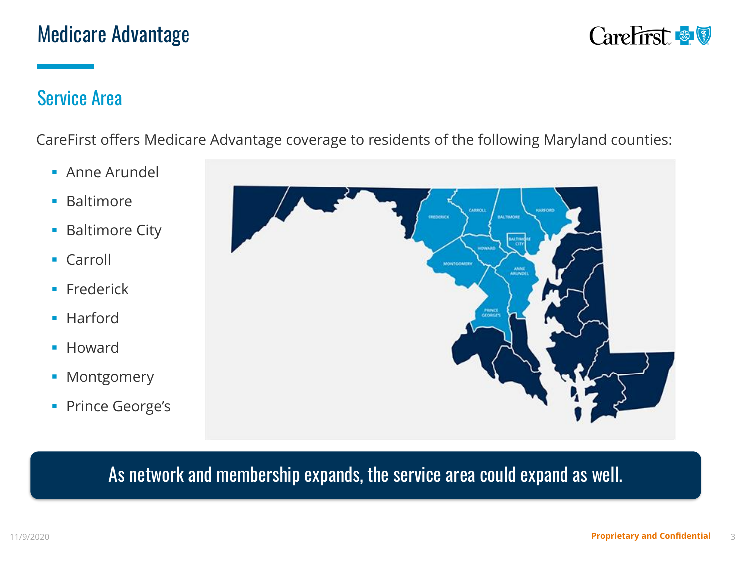# Medicare Advantage

## Service Area

CareFirst offers Medicare Advantage coverage to residents of the following Maryland counties:

- Anne Arundel
- Baltimore
- Baltimore City
- Carroll
- Frederick
- Harford
- Howard
- Montgomery
- Prince George's

**As network and membership expands, the service area could expand as well.**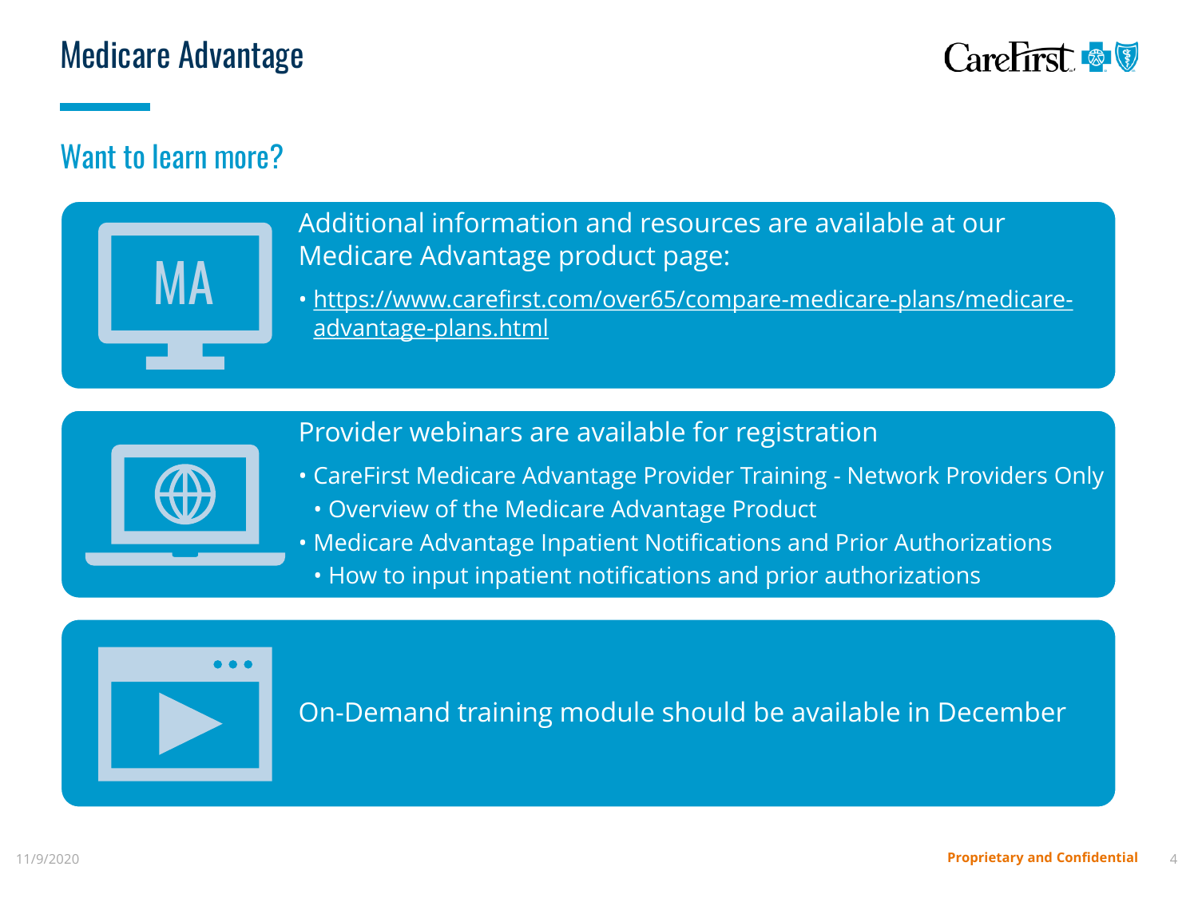# Medicare Advantage

## Want to learn more?

Additional information and resources are available at our Medicare Advantage product page:

- https://www.carefirst.com/over65/compare-medicare-plans/medicare-advantage-plans.html

Provider webinars are available for registration

- CareFirst Medicare Advantage Provider Training - Network Providers Only
  - Overview of the Medicare Advantage Product
- Medicare Advantage Inpatient Notifications and Prior Authorizations
  - How to input inpatient notifications and prior authorizations

On-Demand training module should be available in December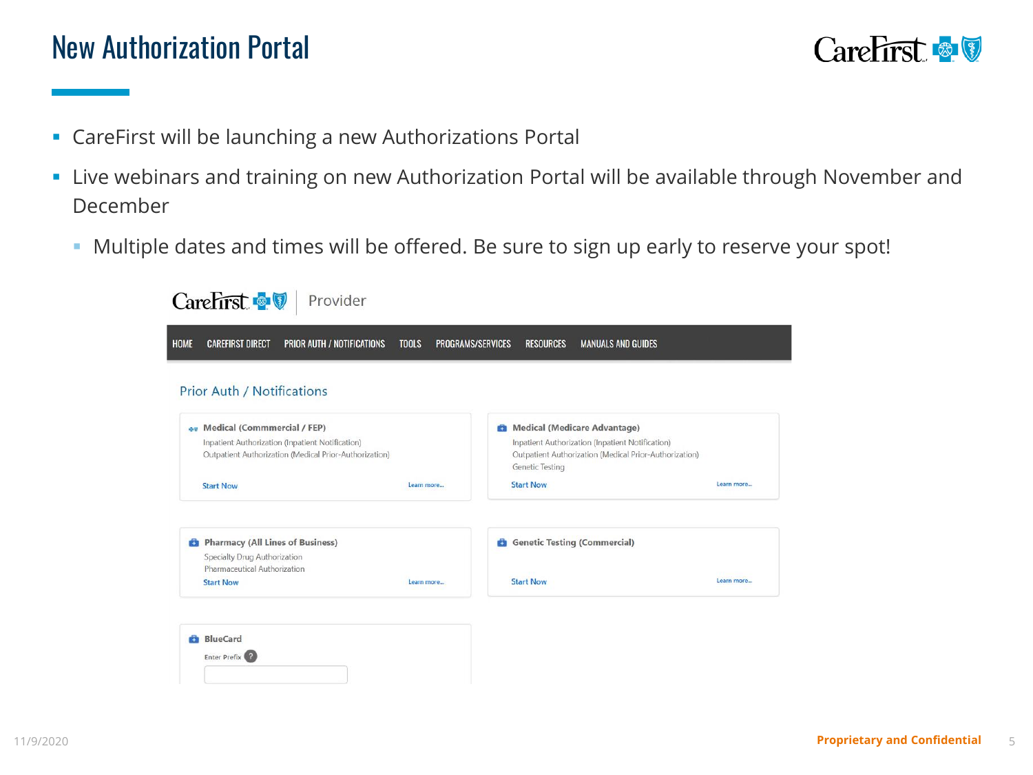# New Authorization Portal

- CareFirst will be launching a new Authorizations Portal
- Live webinars and training on new Authorization Portal will be available through November and December
  - Multiple dates and times will be offered. Be sure to sign up early to reserve your spot!

CareFirst | Provider

HOME | CAREFIRST DIRECT | PRIOR AUTH / NOTIFICATIONS | TOOLS | PROGRAMS/SERVICES | RESOURCES | MANUALS AND GUIDES

## Prior Auth / Notifications

**Medical (Commmercial / FEP)**
Inpatient Authorization (Inpatient Notification)
Outpatient Authorization (Medical Prior-Authorization)
Start Now | Learn more...

**Medical (Medicare Advantage)**
Inpatient Authorization (Inpatient Notification)
Outpatient Authorization (Medical Prior-Authorization)
Genetic Testing
Start Now | Learn more...

**Pharmacy (All Lines of Business)**
Specialty Drug Authorization
Pharmaceutical Authorization
Start Now | Learn more...

**Genetic Testing (Commercial)**
Start Now | Learn more...

**BlueCard**
Enter Prefix ?

11/9/2020

Proprietary and Confidential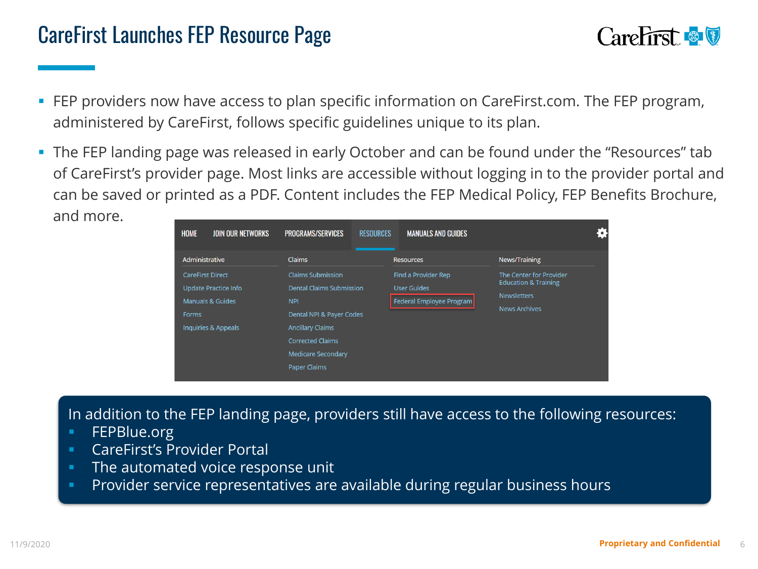# CareFirst Launches FEP Resource Page

- FEP providers now have access to plan specific information on CareFirst.com. The FEP program, administered by CareFirst, follows specific guidelines unique to its plan.
- The FEP landing page was released in early October and can be found under the "Resources" tab of CareFirst's provider page. Most links are accessible without logging in to the provider portal and can be saved or printed as a PDF. Content includes the FEP Medical Policy, FEP Benefits Brochure, and more.

HOME | JOIN OUR NETWORKS | PROGRAMS/SERVICES | RESOURCES | MANUALS AND GUIDES

| Administrative | Claims | Resources | News/Training |
|---|---|---|---|
| CareFirst Direct | Claims Submission | Find a Provider Rep | The Center for Provider Education & Training |
| Update Practice Info | Dental Claims Submission | User Guides | Newsletters |
| Manuals & Guides | NPI | Federal Employee Program | News Archives |
| Forms | Dental NPI & Payer Codes | | |
| Inquiries & Appeals | Ancillary Claims | | |
| | Corrected Claims | | |
| | Medicare Secondary | | |
| | Paper Claims | | |

In addition to the FEP landing page, providers still have access to the following resources:

- FEPBlue.org
- CareFirst's Provider Portal
- The automated voice response unit
- Provider service representatives are available during regular business hours

11/9/2020

**Proprietary and Confidential**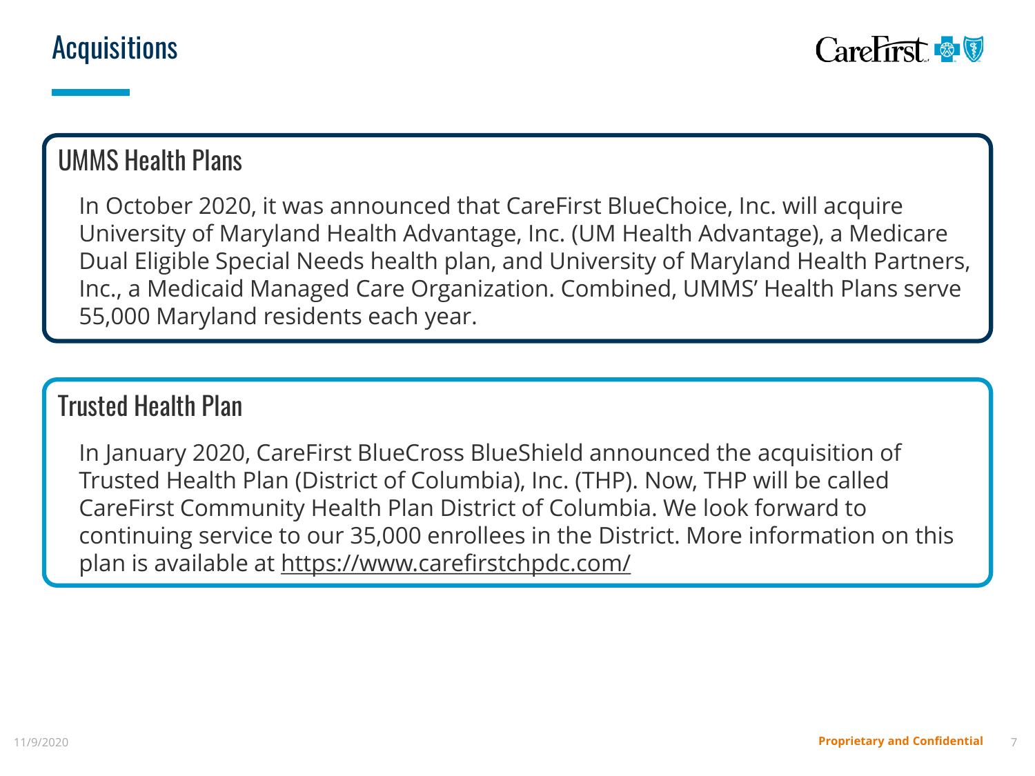# Acquisitions

## UMMS Health Plans

In October 2020, it was announced that CareFirst BlueChoice, Inc. will acquire University of Maryland Health Advantage, Inc. (UM Health Advantage), a Medicare Dual Eligible Special Needs health plan, and University of Maryland Health Partners, Inc., a Medicaid Managed Care Organization. Combined, UMMS' Health Plans serve 55,000 Maryland residents each year.

## Trusted Health Plan

In January 2020, CareFirst BlueCross BlueShield announced the acquisition of Trusted Health Plan (District of Columbia), Inc. (THP). Now, THP will be called CareFirst Community Health Plan District of Columbia. We look forward to continuing service to our 35,000 enrollees in the District. More information on this plan is available at https://www.carefirstchpdc.com/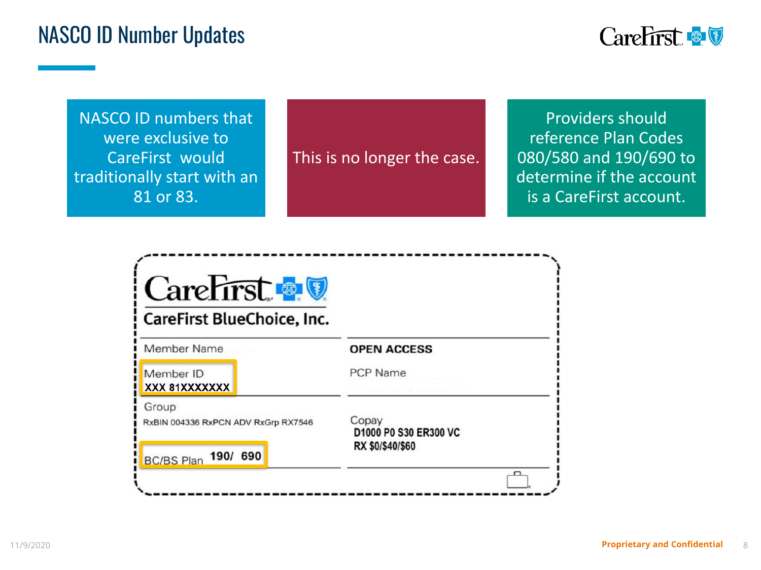# NASCO ID Number Updates

NASCO ID numbers that were exclusive to CareFirst would traditionally start with an 81 or 83.

This is no longer the case.

Providers should reference Plan Codes 080/580 and 190/690 to determine if the account is a CareFirst account.

CareFirst

CareFirst BlueChoice, Inc.

Member Name

OPEN ACCESS

Member ID
XXX 81XXXXXXX

PCP Name

Group

RxBIN 004336 RxPCN ADV RxGrp RX7546

Copay
D1000 P0 S30 ER300 VC
RX $0/$40/$60

BC/BS Plan 190/ 690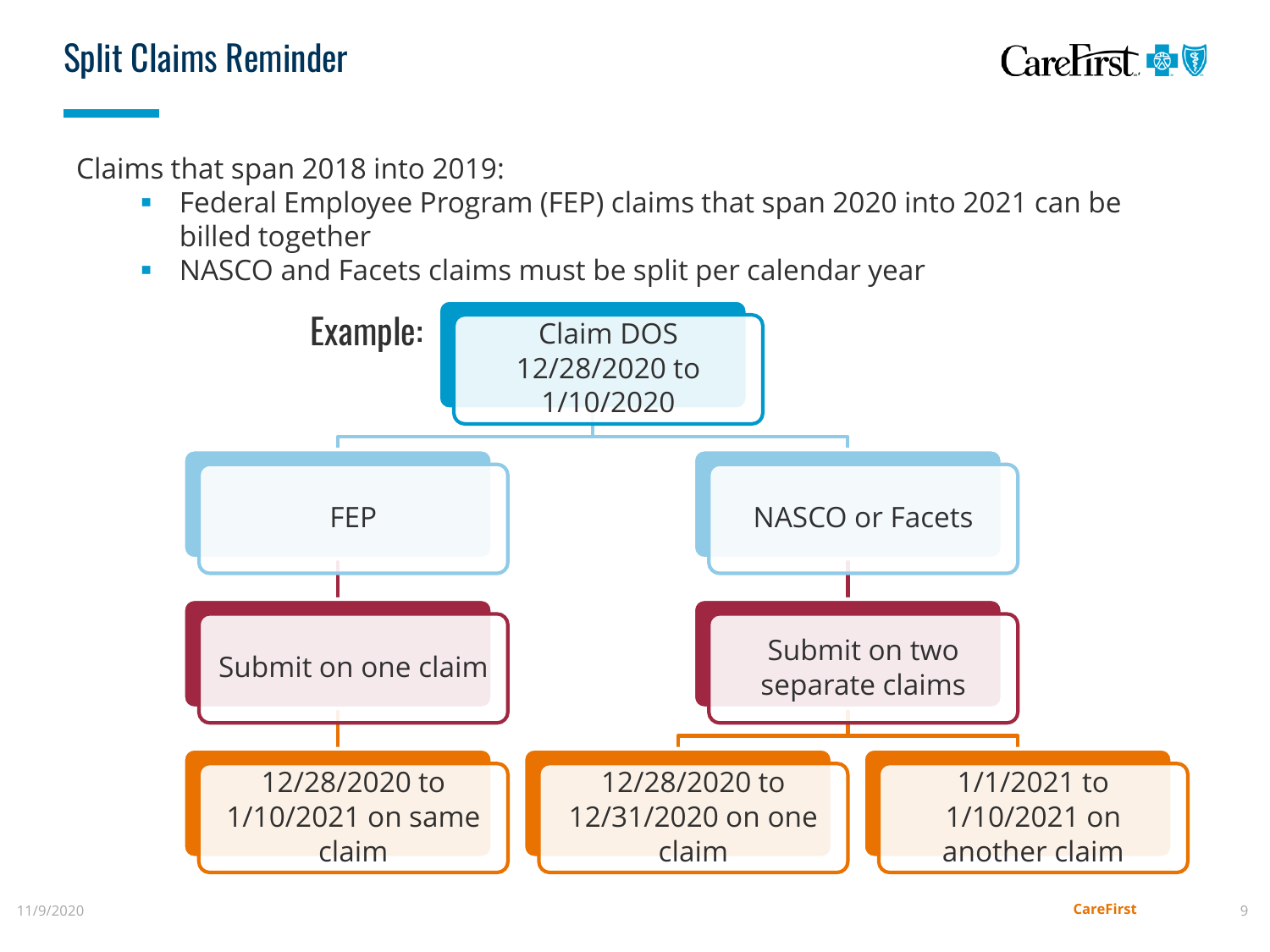# Split Claims Reminder

Claims that span 2018 into 2019:

- Federal Employee Program (FEP) claims that span 2020 into 2021 can be billed together
- NASCO and Facets claims must be split per calendar year

**Example:**

Claim DOS 12/28/2020 to 1/10/2020

- **FEP**
  - Submit on one claim
    - 12/28/2020 to 1/10/2021 on same claim
- **NASCO or Facets**
  - Submit on two separate claims
    - 12/28/2020 to 12/31/2020 on one claim
    - 1/1/2021 to 1/10/2021 on another claim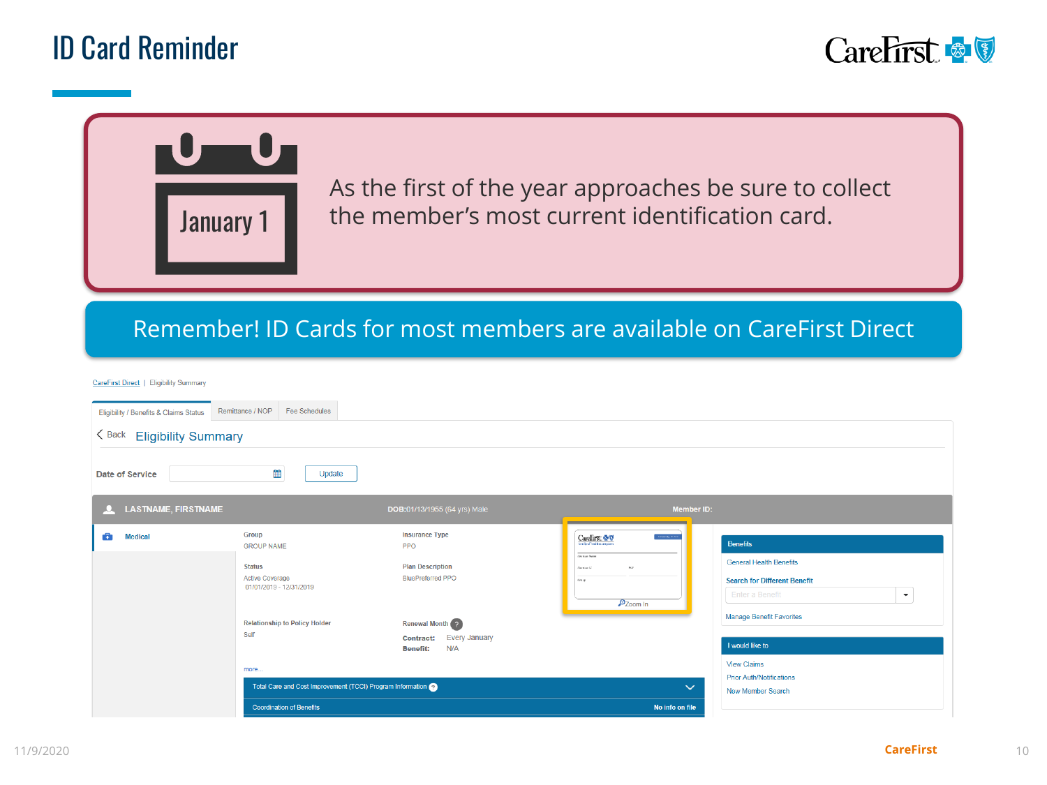# ID Card Reminder

January 1

As the first of the year approaches be sure to collect the member's most current identification card.

**Remember! ID Cards for most members are available on CareFirst Direct**

CareFirst Direct | Eligibility Summary

Eligibility / Benefits & Claims Status | Remittance / NOP | Fee Schedules

< Back **Eligibility Summary**

Date of Service [Update]

LASTNAME, FIRSTNAME — DOB:01/13/1955 (64 yrs) Male — Member ID:

Medical

| | |
|---|---|
| **Group**<br>GROUP NAME | **Insurance Type**<br>PPO |
| **Status**<br>Active Coverage<br>01/01/2019 - 12/31/2019 | **Plan Description**<br>BluePreferred PPO |
| **Relationship to Policy Holder**<br>Self | **Renewal Month**<br>**Contract:** Every January<br>**Benefit:** N/A |

more...

Total Care and Cost Improvement (TCCI) Program Information

Coordination of Benefits — No info on file

Zoom In

**Benefits**

- General Health Benefits
- Search for Different Benefit
- Enter a Benefit
- Manage Benefit Favorites

**I would like to**

- View Claims
- Prior Auth/Notifications
- New Member Search

11/9/2020

CareFirst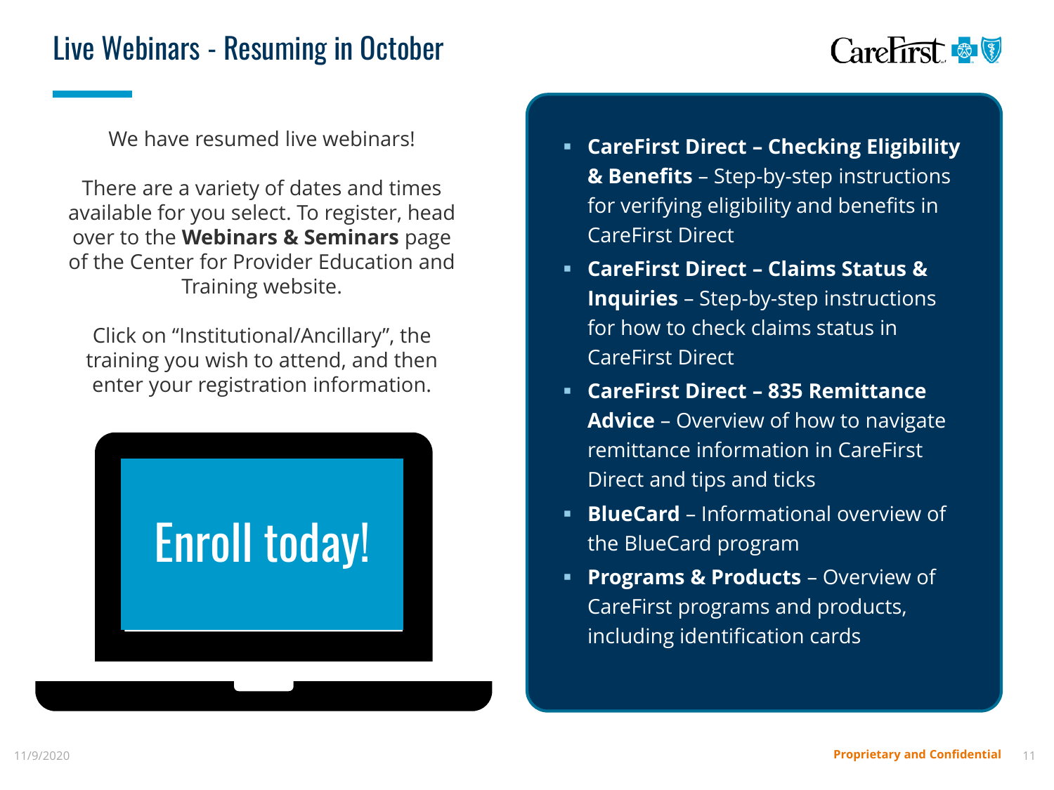# Live Webinars - Resuming in October

We have resumed live webinars!

There are a variety of dates and times available for you select. To register, head over to the **Webinars & Seminars** page of the Center for Provider Education and Training website.

Click on "Institutional/Ancillary", the training you wish to attend, and then enter your registration information.

Enroll today!

- **CareFirst Direct – Checking Eligibility & Benefits** – Step-by-step instructions for verifying eligibility and benefits in CareFirst Direct
- **CareFirst Direct – Claims Status & Inquiries** – Step-by-step instructions for how to check claims status in CareFirst Direct
- **CareFirst Direct – 835 Remittance Advice** – Overview of how to navigate remittance information in CareFirst Direct and tips and ticks
- **BlueCard** – Informational overview of the BlueCard program
- **Programs & Products** – Overview of CareFirst programs and products, including identification cards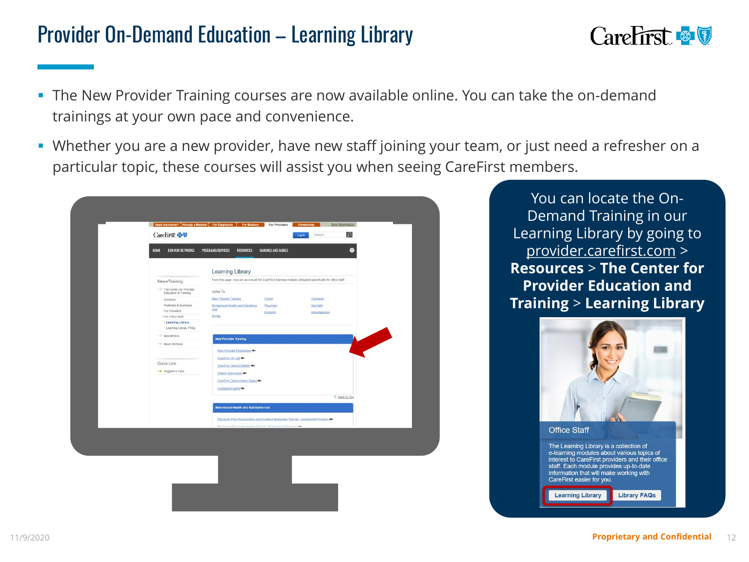# Provider On-Demand Education – Learning Library

- The New Provider Training courses are now available online. You can take the on-demand trainings at your own pace and convenience.
- Whether you are a new provider, have new staff joining your team, or just need a refresher on a particular topic, these courses will assist you when seeing CareFirst members.

You can locate the On-Demand Training in our Learning Library by going to provider.carefirst.com > **Resources** > **The Center for Provider Education and Training** > **Learning Library**

Office Staff

The Learning Library is a collection of e-learning modules about various topics of interest to CareFirst providers and their office staff. Each module provides up-to-date information that will make working with CareFirst easier for you.

Learning Library | Library FAQs

11/9/2020

Proprietary and Confidential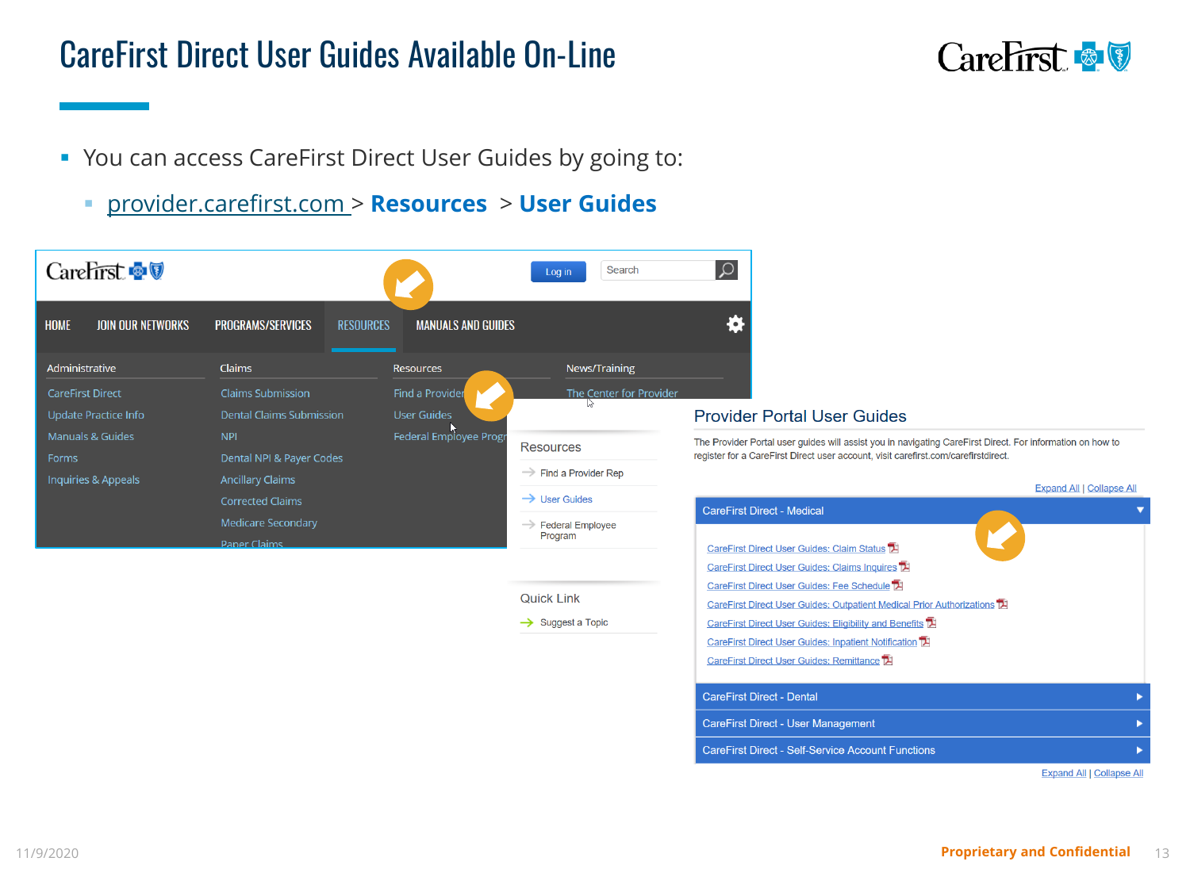# CareFirst Direct User Guides Available On-Line

- You can access CareFirst Direct User Guides by going to:
  - provider.carefirst.com > **Resources** > **User Guides**

HOME | JOIN OUR NETWORKS | PROGRAMS/SERVICES | RESOURCES | MANUALS AND GUIDES

**Administrative**
- CareFirst Direct
- Update Practice Info
- Manuals & Guides
- Forms
- Inquiries & Appeals

**Claims**
- Claims Submission
- Dental Claims Submission
- NPI
- Dental NPI & Payer Codes
- Ancillary Claims
- Corrected Claims
- Medicare Secondary
- Paper Claims

**Resources**
- Find a Provider
- User Guides
- Federal Employee Progr

**News/Training**
- The Center for Provider

**Resources**
- Find a Provider Rep
- User Guides
- Federal Employee Program

**Quick Link**
- Suggest a Topic

## Provider Portal User Guides

The Provider Portal user guides will assist you in navigating CareFirst Direct. For information on how to register for a CareFirst Direct user account, visit carefirst.com/carefirstdirect.

Expand All | Collapse All

**CareFirst Direct - Medical**
- CareFirst Direct User Guides: Claim Status
- CareFirst Direct User Guides: Claims Inquires
- CareFirst Direct User Guides: Fee Schedule
- CareFirst Direct User Guides: Outpatient Medical Prior Authorizations
- CareFirst Direct User Guides: Eligibility and Benefits
- CareFirst Direct User Guides: Inpatient Notification
- CareFirst Direct User Guides: Remittance

**CareFirst Direct - Dental**

**CareFirst Direct - User Management**

**CareFirst Direct - Self-Service Account Functions**

Expand All | Collapse All

11/9/2020 Proprietary and Confidential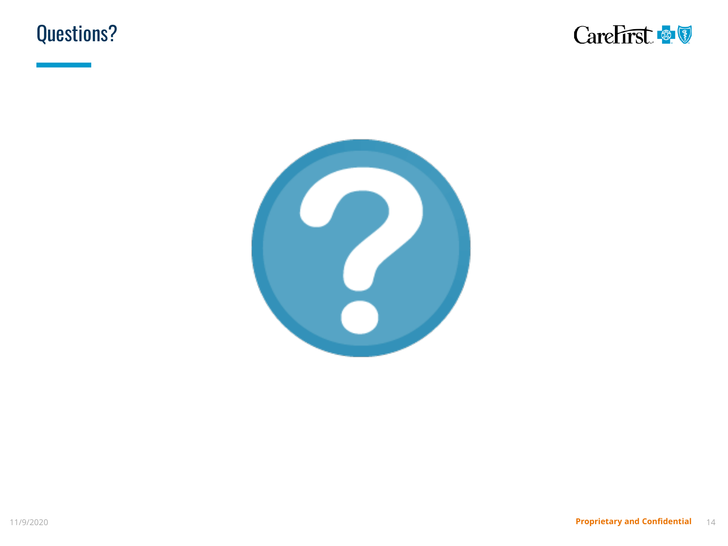# Questions?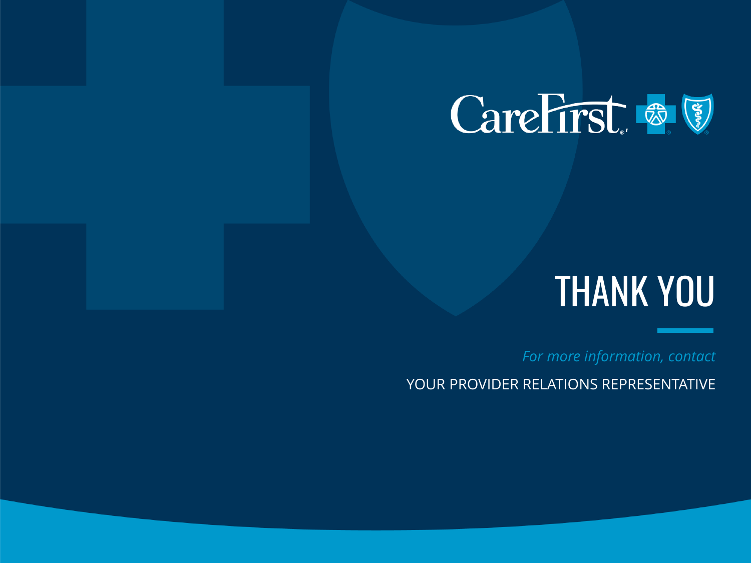# THANK YOU

*For more information, contact*

YOUR PROVIDER RELATIONS REPRESENTATIVE